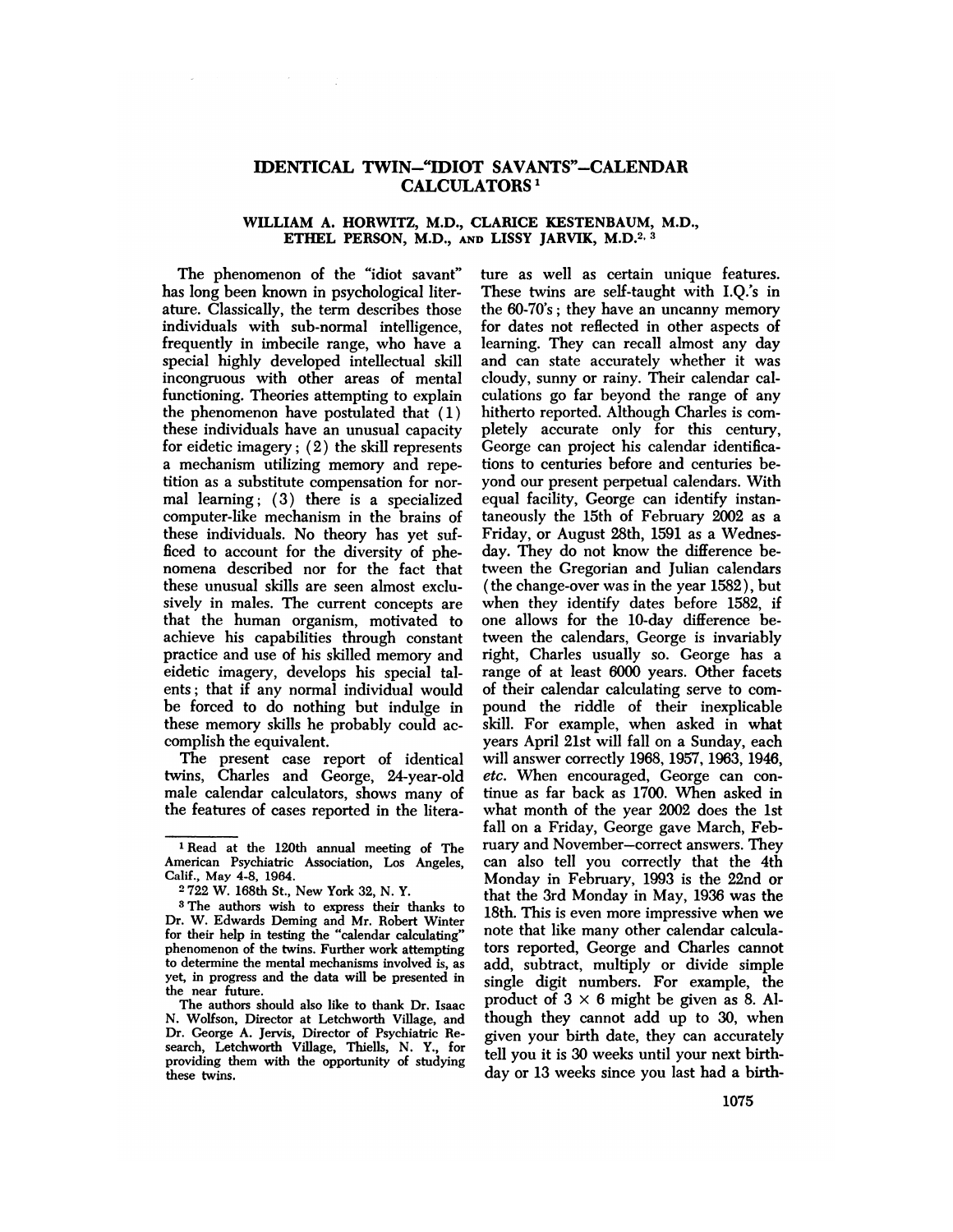# IDENTICAL TWIN—"IDIOT SAVANTS"—CALENDAR CALCULATORS[1]

**WILLIAM A. HORWITZ, M.D., CLARICE KESTENBAUM, M.D., ETHEL PERSON, M.D., AND LISSY JARVIK, M.D.[2, 3]**

The phenomenon of the "idiot savant" has long been known in psychological literature. Classically, the term describes those individuals with sub-normal intelligence, frequently in imbecile range, who have a special highly developed intellectual skill incongruous with other areas of mental functioning. Theories attempting to explain the phenomenon have postulated that (1) these individuals have an unusual capacity for eidetic imagery; (2) the skill represents a mechanism utilizing memory and repetition as a substitute compensation for normal learning; (3) there is a specialized computer-like mechanism in the brains of these individuals. No theory has yet sufficed to account for the diversity of phenomena described nor for the fact that these unusual skills are seen almost exclusively in males. The current concepts are that the human organism, motivated to achieve his capabilities through constant practice and use of his skilled memory and eidetic imagery, develops his special talents; that if any normal individual would be forced to do nothing but indulge in these memory skills he probably could accomplish the equivalent.

The present case report of identical twins, Charles and George, 24-year-old male calendar calculators, shows many of the features of cases reported in the literature as well as certain unique features. These twins are self-taught with I.Q.'s in the 60-70's; they have an uncanny memory for dates not reflected in other aspects of learning. They can recall almost any day and can state accurately whether it was cloudy, sunny or rainy. Their calendar calculations go far beyond the range of any hitherto reported. Although Charles is completely accurate only for this century, George can project his calendar identifications to centuries before and centuries beyond our present perpetual calendars. With equal facility, George can identify instantaneously the 15th of February 2002 as a Friday, or August 28th, 1591 as a Wednesday. They do not know the difference between the Gregorian and Julian calendars (the change-over was in the year 1582), but when they identify dates before 1582, if one allows for the 10-day difference between the calendars, George is invariably right, Charles usually so. George has a range of at least 6000 years. Other facets of their calendar calculating serve to compound the riddle of their inexplicable skill. For example, when asked in what years April 21st will fall on a Sunday, each will answer correctly 1968, 1957, 1963, 1946, *etc.* When encouraged, George can continue as far back as 1700. When asked in what month of the year 2002 does the 1st fall on a Friday, George gave March, February and November—correct answers. They can also tell you correctly that the 4th Monday in February, 1993 is the 22nd or that the 3rd Monday in May, 1936 was the 18th. This is even more impressive when we note that like many other calendar calculators reported, George and Charles cannot add, subtract, multiply or divide simple single digit numbers. For example, the product of $3 \times 6$ might be given as 8. Although they cannot add up to 30, when given your birth date, they can accurately tell you it is 30 weeks until your next birthday or 13 weeks since you last had a birth-

---

[1] Read at the 120th annual meeting of The American Psychiatric Association, Los Angeles, Calif., May 4-8, 1964.

[2] 722 W. 168th St., New York 32, N. Y.

[3] The authors wish to express their thanks to Dr. W. Edwards Deming and Mr. Robert Winter for their help in testing the "calendar calculating" phenomenon of the twins. Further work attempting to determine the mental mechanisms involved is, as yet, in progress and the data will be presented in the near future.

The authors should also like to thank Dr. Isaac N. Wolfson, Director at Letchworth Village, and Dr. George A. Jervis, Director of Psychiatric Research, Letchworth Village, Thiells, N. Y., for providing them with the opportunity of studying these twins.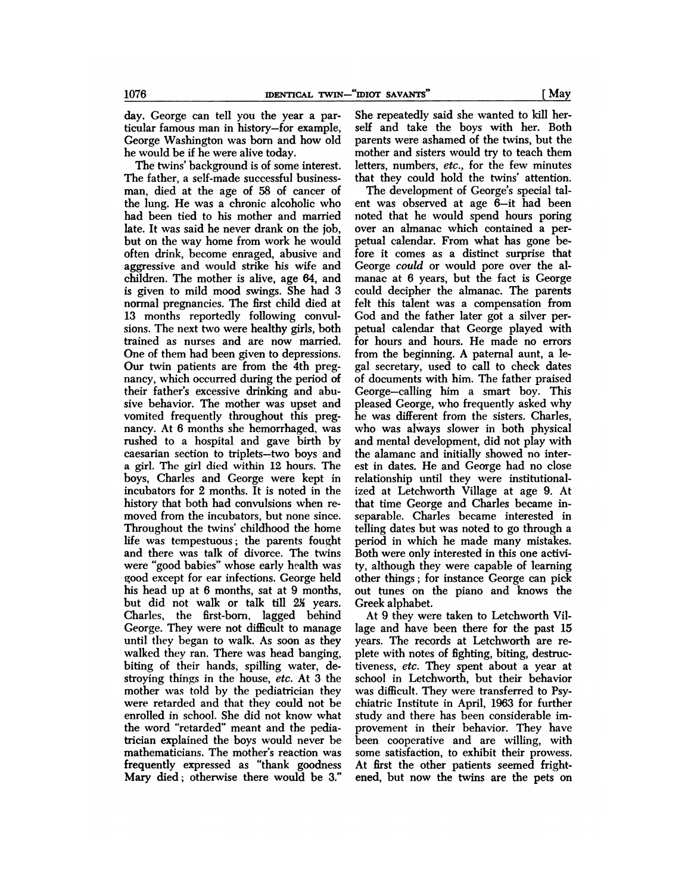day. George can tell you the year a particular famous man in history—for example, George Washington was born and how old he would be if he were alive today.

The twins' background is of some interest. The father, a self-made successful businessman, died at the age of 58 of cancer of the lung. He was a chronic alcoholic who had been tied to his mother and married late. It was said he never drank on the job, but on the way home from work he would often drink, become enraged, abusive and aggressive and would strike his wife and children. The mother is alive, age 64, and is given to mild mood swings. She had 3 normal pregnancies. The first child died at 13 months reportedly following convulsions. The next two were healthy girls, both trained as nurses and are now married. One of them had been given to depressions. Our twin patients are from the 4th pregnancy, which occurred during the period of their father's excessive drinking and abusive behavior. The mother was upset and vomited frequently throughout this pregnancy. At 6 months she hemorrhaged, was rushed to a hospital and gave birth by caesarian section to triplets—two boys and a girl. The girl died within 12 hours. The boys, Charles and George were kept in incubators for 2 months. It is noted in the history that both had convulsions when removed from the incubators, but none since. Throughout the twins' childhood the home life was tempestuous; the parents fought and there was talk of divorce. The twins were "good babies" whose early health was good except for ear infections. George held his head up at 6 months, sat at 9 months, but did not walk or talk till 2½ years. Charles, the first-born, lagged behind George. They were not difficult to manage until they began to walk. As soon as they walked they ran. There was head banging, biting of their hands, spilling water, destroying things in the house, *etc.* At 3 the mother was told by the pediatrician they were retarded and that they could not be enrolled in school. She did not know what the word "retarded" meant and the pediatrician explained the boys would never be mathematicians. The mother's reaction was frequently expressed as "thank goodness Mary died; otherwise there would be 3." She repeatedly said she wanted to kill herself and take the boys with her. Both parents were ashamed of the twins, but the mother and sisters would try to teach them letters, numbers, *etc.*, for the few minutes that they could hold the twins' attention.

The development of George's special talent was observed at age 6—it had been noted that he would spend hours poring over an almanac which contained a perpetual calendar. From what has gone before it comes as a distinct surprise that George *could* or would pore over the almanac at 6 years, but the fact is George could decipher the almanac. The parents felt this talent was a compensation from God and the father later got a silver perpetual calendar that George played with for hours and hours. He made no errors from the beginning. A paternal aunt, a legal secretary, used to call to check dates of documents with him. The father praised George—calling him a smart boy. This pleased George, who frequently asked why he was different from the sisters. Charles, who was always slower in both physical and mental development, did not play with the alamanc and initially showed no interest in dates. He and George had no close relationship until they were institutionalized at Letchworth Village at age 9. At that time George and Charles became inseparable. Charles became interested in telling dates but was noted to go through a period in which he made many mistakes. Both were only interested in this one activity, although they were capable of learning other things; for instance George can pick out tunes on the piano and knows the Greek alphabet.

At 9 they were taken to Letchworth Village and have been there for the past 15 years. The records at Letchworth are replete with notes of fighting, biting, destructiveness, *etc.* They spent about a year at school in Letchworth, but their behavior was difficult. They were transferred to Psychiatric Institute in April, 1963 for further study and there has been considerable improvement in their behavior. They have been cooperative and are willing, with some satisfaction, to exhibit their prowess. At first the other patients seemed frightened, but now the twins are the pets on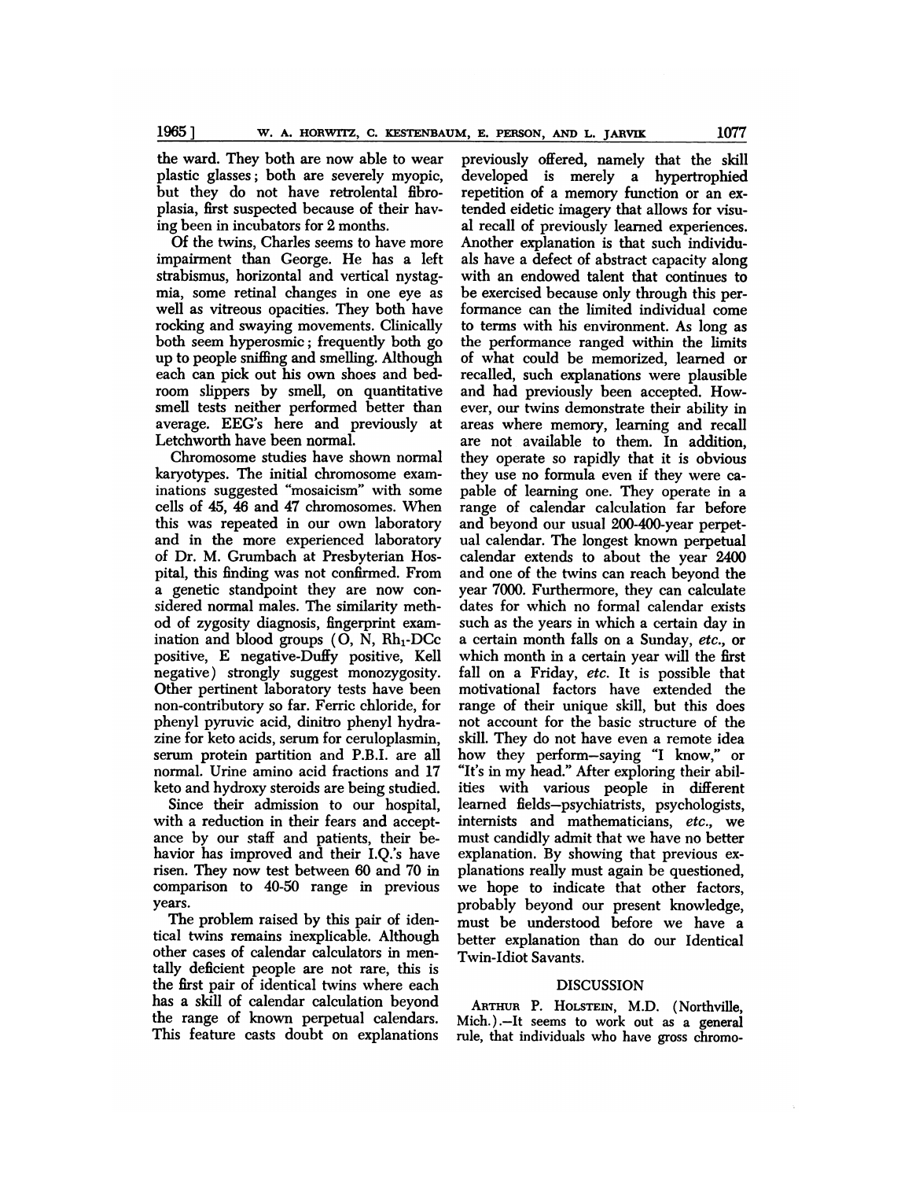the ward. They both are now able to wear plastic glasses; both are severely myopic, but they do not have retrolental fibroplasia, first suspected because of their having been in incubators for 2 months.

Of the twins, Charles seems to have more impairment than George. He has a left strabismus, horizontal and vertical nystagmia, some retinal changes in one eye as well as vitreous opacities. They both have rocking and swaying movements. Clinically both seem hyperosmic; frequently both go up to people sniffing and smelling. Although each can pick out his own shoes and bedroom slippers by smell, on quantitative smell tests neither performed better than average. EEG's here and previously at Letchworth have been normal.

Chromosome studies have shown normal karyotypes. The initial chromosome examinations suggested "mosaicism" with some cells of 45, 46 and 47 chromosomes. When this was repeated in our own laboratory and in the more experienced laboratory of Dr. M. Grumbach at Presbyterian Hospital, this finding was not confirmed. From a genetic standpoint they are now considered normal males. The similarity method of zygosity diagnosis, fingerprint examination and blood groups (O, N, $Rh_1$-DCc positive, E negative-Duffy positive, Kell negative) strongly suggest monozygosity. Other pertinent laboratory tests have been non-contributory so far. Ferric chloride, for phenyl pyruvic acid, dinitro phenyl hydrazine for keto acids, serum for ceruloplasmin, serum protein partition and P.B.I. are all normal. Urine amino acid fractions and 17 keto and hydroxy steroids are being studied.

Since their admission to our hospital, with a reduction in their fears and acceptance by our staff and patients, their behavior has improved and their I.Q.'s have risen. They now test between 60 and 70 in comparison to 40-50 range in previous years.

The problem raised by this pair of identical twins remains inexplicable. Although other cases of calendar calculators in mentally deficient people are not rare, this is the first pair of identical twins where each has a skill of calendar calculation beyond the range of known perpetual calendars. This feature casts doubt on explanations previously offered, namely that the skill developed is merely a hypertrophied repetition of a memory function or an extended eidetic imagery that allows for visual recall of previously learned experiences. Another explanation is that such individuals have a defect of abstract capacity along with an endowed talent that continues to be exercised because only through this performance can the limited individual come to terms with his environment. As long as the performance ranged within the limits of what could be memorized, learned or recalled, such explanations were plausible and had previously been accepted. However, our twins demonstrate their ability in areas where memory, learning and recall are not available to them. In addition, they operate so rapidly that it is obvious they use no formula even if they were capable of learning one. They operate in a range of calendar calculation far before and beyond our usual 200-400-year perpetual calendar. The longest known perpetual calendar extends to about the year 2400 and one of the twins can reach beyond the year 7000. Furthermore, they can calculate dates for which no formal calendar exists such as the years in which a certain day in a certain month falls on a Sunday, *etc.*, or which month in a certain year will the first fall on a Friday, *etc.* It is possible that motivational factors have extended the range of their unique skill, but this does not account for the basic structure of the skill. They do not have even a remote idea how they perform—saying "I know," or "It's in my head." After exploring their abilities with various people in different learned fields—psychiatrists, psychologists, internists and mathematicians, *etc.*, we must candidly admit that we have no better explanation. By showing that previous explanations really must again be questioned, we hope to indicate that other factors, probably beyond our present knowledge, must be understood before we have a better explanation than do our Identical Twin-Idiot Savants.

## DISCUSSION

ARTHUR P. HOLSTEIN, M.D. (Northville, Mich.).—It seems to work out as a general rule, that individuals who have gross chromo-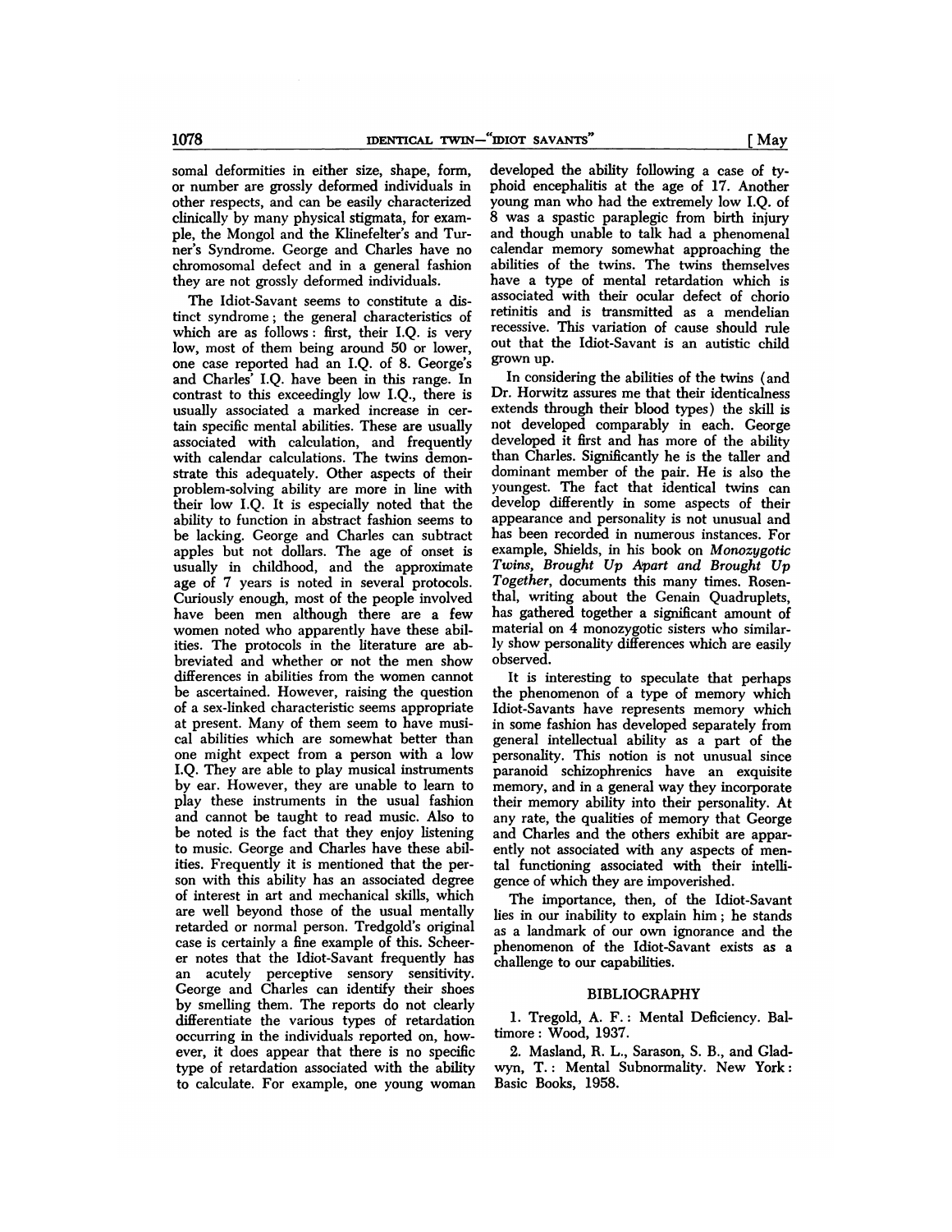somal deformities in either size, shape, form, or number are grossly deformed individuals in other respects, and can be easily characterized clinically by many physical stigmata, for example, the Mongol and the Klinefelter's and Turner's Syndrome. George and Charles have no chromosomal defect and in a general fashion they are not grossly deformed individuals.

The Idiot-Savant seems to constitute a distinct syndrome; the general characteristics of which are as follows: first, their I.Q. is very low, most of them being around 50 or lower, one case reported had an I.Q. of 8. George's and Charles' I.Q. have been in this range. In contrast to this exceedingly low I.Q., there is usually associated a marked increase in certain specific mental abilities. These are usually associated with calculation, and frequently with calendar calculations. The twins demonstrate this adequately. Other aspects of their problem-solving ability are more in line with their low I.Q. It is especially noted that the ability to function in abstract fashion seems to be lacking. George and Charles can subtract apples but not dollars. The age of onset is usually in childhood, and the approximate age of 7 years is noted in several protocols. Curiously enough, most of the people involved have been men although there are a few women noted who apparently have these abilities. The protocols in the literature are abbreviated and whether or not the men show differences in abilities from the women cannot be ascertained. However, raising the question of a sex-linked characteristic seems appropriate at present. Many of them seem to have musical abilities which are somewhat better than one might expect from a person with a low I.Q. They are able to play musical instruments by ear. However, they are unable to learn to play these instruments in the usual fashion and cannot be taught to read music. Also to be noted is the fact that they enjoy listening to music. George and Charles have these abilities. Frequently it is mentioned that the person with this ability has an associated degree of interest in art and mechanical skills, which are well beyond those of the usual mentally retarded or normal person. Tredgold's original case is certainly a fine example of this. Scheerer notes that the Idiot-Savant frequently has an acutely perceptive sensory sensitivity. George and Charles can identify their shoes by smelling them. The reports do not clearly differentiate the various types of retardation occurring in the individuals reported on, however, it does appear that there is no specific type of retardation associated with the ability to calculate. For example, one young woman developed the ability following a case of typhoid encephalitis at the age of 17. Another young man who had the extremely low I.Q. of 8 was a spastic paraplegic from birth injury and though unable to talk had a phenomenal calendar memory somewhat approaching the abilities of the twins. The twins themselves have a type of mental retardation which is associated with their ocular defect of chorio retinitis and is transmitted as a mendelian recessive. This variation of cause should rule out that the Idiot-Savant is an autistic child grown up.

In considering the abilities of the twins (and Dr. Horwitz assures me that their identicalness extends through their blood types) the skill is not developed comparably in each. George developed it first and has more of the ability than Charles. Significantly he is the taller and dominant member of the pair. He is also the youngest. The fact that identical twins can develop differently in some aspects of their appearance and personality is not unusual and has been recorded in numerous instances. For example, Shields, in his book on *Monozygotic Twins, Brought Up Apart and Brought Up Together*, documents this many times. Rosenthal, writing about the Genain Quadruplets, has gathered together a significant amount of material on 4 monozygotic sisters who similarly show personality differences which are easily observed.

It is interesting to speculate that perhaps the phenomenon of a type of memory which Idiot-Savants have represents memory which in some fashion has developed separately from general intellectual ability as a part of the personality. This notion is not unusual since paranoid schizophrenics have an exquisite memory, and in a general way they incorporate their memory ability into their personality. At any rate, the qualities of memory that George and Charles and the others exhibit are apparently not associated with any aspects of mental functioning associated with their intelligence of which they are impoverished.

The importance, then, of the Idiot-Savant lies in our inability to explain him; he stands as a landmark of our own ignorance and the phenomenon of the Idiot-Savant exists as a challenge to our capabilities.

## BIBLIOGRAPHY

1. Tregold, A. F.: Mental Deficiency. Baltimore: Wood, 1937.

2. Masland, R. L., Sarason, S. B., and Gladwyn, T.: Mental Subnormality. New York: Basic Books, 1958.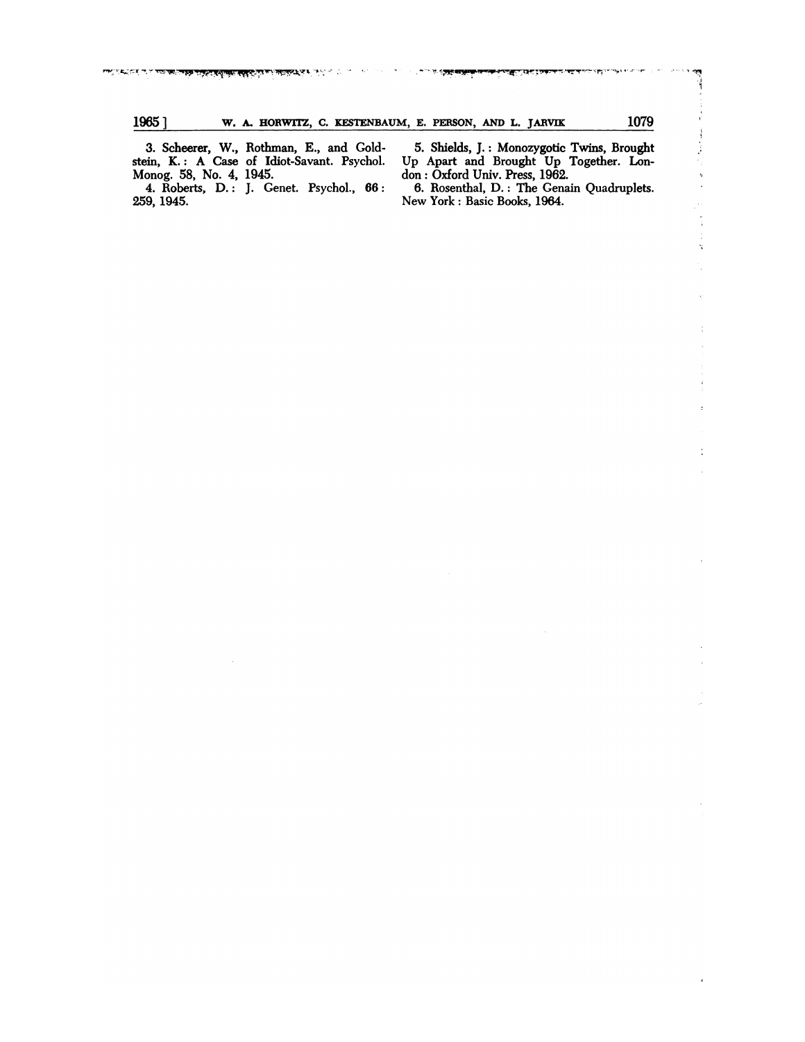3. Scheerer, W., Rothman, E., and Goldstein, K.: A Case of Idiot-Savant. Psychol. Monog. 58, No. 4, 1945.

4. Roberts, D.: J. Genet. Psychol., **66**: 259, 1945.

5. Shields, J.: Monozygotic Twins, Brought Up Apart and Brought Up Together. London: Oxford Univ. Press, 1962.

6. Rosenthal, D.: The Genain Quadruplets. New York: Basic Books, 1964.